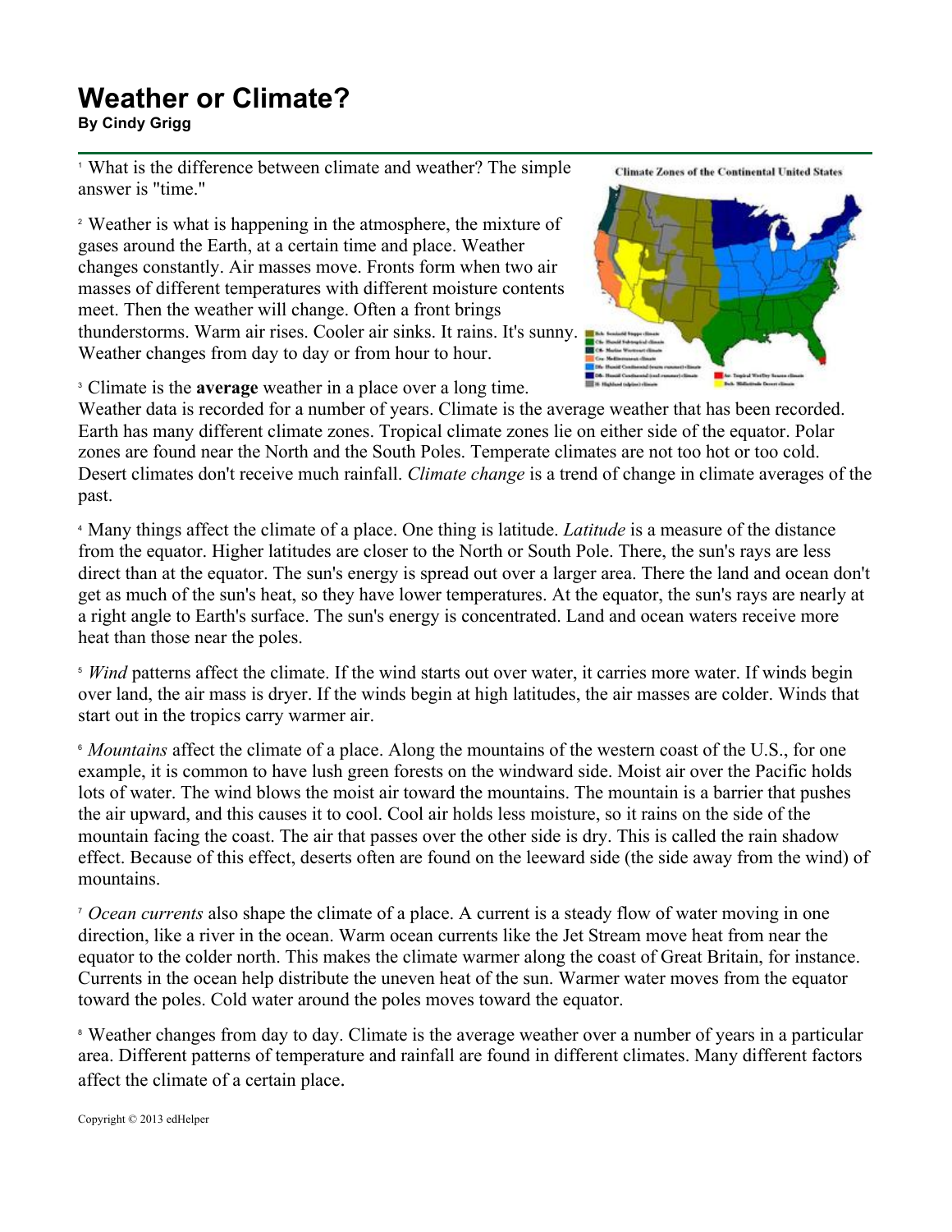# Weather or Climate?

**By Cindy Grigg**

[1] What is the difference between climate and weather? The simple answer is "time."

[2] Weather is what is happening in the atmosphere, the mixture of gases around the Earth, at a certain time and place. Weather changes constantly. Air masses move. Fronts form when two air masses of different temperatures with different moisture contents meet. Then the weather will change. Often a front brings thunderstorms. Warm air rises. Cooler air sinks. It rains. It's sunny. Weather changes from day to day or from hour to hour.

[3] Climate is the **average** weather in a place over a long time. Weather data is recorded for a number of years. Climate is the average weather that has been recorded. Earth has many different climate zones. Tropical climate zones lie on either side of the equator. Polar zones are found near the North and the South Poles. Temperate climates are not too hot or too cold. Desert climates don't receive much rainfall. *Climate change* is a trend of change in climate averages of the past.

[4] Many things affect the climate of a place. One thing is latitude. *Latitude* is a measure of the distance from the equator. Higher latitudes are closer to the North or South Pole. There, the sun's rays are less direct than at the equator. The sun's energy is spread out over a larger area. There the land and ocean don't get as much of the sun's heat, so they have lower temperatures. At the equator, the sun's rays are nearly at a right angle to Earth's surface. The sun's energy is concentrated. Land and ocean waters receive more heat than those near the poles.

[5] *Wind* patterns affect the climate. If the wind starts out over water, it carries more water. If winds begin over land, the air mass is dryer. If the winds begin at high latitudes, the air masses are colder. Winds that start out in the tropics carry warmer air.

[6] *Mountains* affect the climate of a place. Along the mountains of the western coast of the U.S., for one example, it is common to have lush green forests on the windward side. Moist air over the Pacific holds lots of water. The wind blows the moist air toward the mountains. The mountain is a barrier that pushes the air upward, and this causes it to cool. Cool air holds less moisture, so it rains on the side of the mountain facing the coast. The air that passes over the other side is dry. This is called the rain shadow effect. Because of this effect, deserts often are found on the leeward side (the side away from the wind) of mountains.

[7] *Ocean currents* also shape the climate of a place. A current is a steady flow of water moving in one direction, like a river in the ocean. Warm ocean currents like the Jet Stream move heat from near the equator to the colder north. This makes the climate warmer along the coast of Great Britain, for instance. Currents in the ocean help distribute the uneven heat of the sun. Warmer water moves from the equator toward the poles. Cold water around the poles moves toward the equator.

[8] Weather changes from day to day. Climate is the average weather over a number of years in a particular area. Different patterns of temperature and rainfall are found in different climates. Many different factors affect the climate of a certain place.

Copyright © 2013 edHelper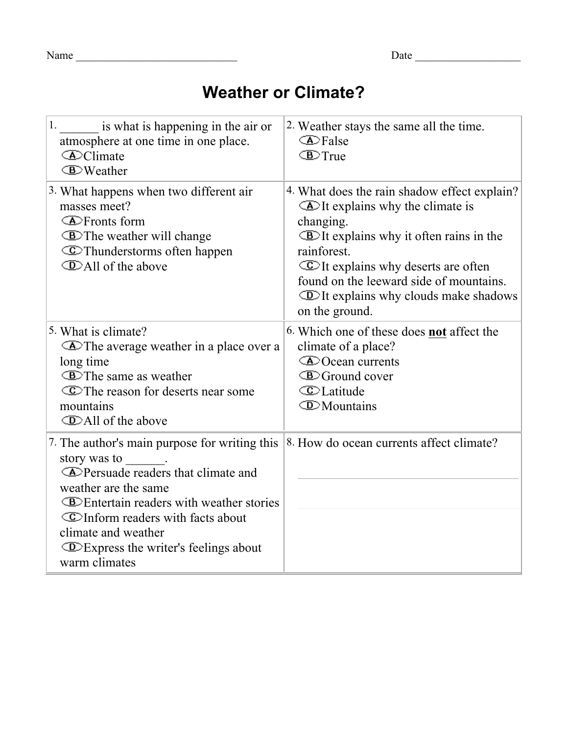Name ______________________________ Date ____________________

# Weather or Climate?

1. ______ is what is happening in the air or atmosphere at one time in one place.
   - (A) Climate
   - (B) Weather

2. Weather stays the same all the time.
   - (A) False
   - (B) True

3. What happens when two different air masses meet?
   - (A) Fronts form
   - (B) The weather will change
   - (C) Thunderstorms often happen
   - (D) All of the above

4. What does the rain shadow effect explain?
   - (A) It explains why the climate is changing.
   - (B) It explains why it often rains in the rainforest.
   - (C) It explains why deserts are often found on the leeward side of mountains.
   - (D) It explains why clouds make shadows on the ground.

5. What is climate?
   - (A) The average weather in a place over a long time
   - (B) The same as weather
   - (C) The reason for deserts near some mountains
   - (D) All of the above

6. Which one of these does **not** affect the climate of a place?
   - (A) Ocean currents
   - (B) Ground cover
   - (C) Latitude
   - (D) Mountains

7. The author's main purpose for writing this story was to ______.
   - (A) Persuade readers that climate and weather are the same
   - (B) Entertain readers with weather stories
   - (C) Inform readers with facts about climate and weather
   - (D) Express the writer's feelings about warm climates

8. How do ocean currents affect climate?

   ________________________________________

   ________________________________________